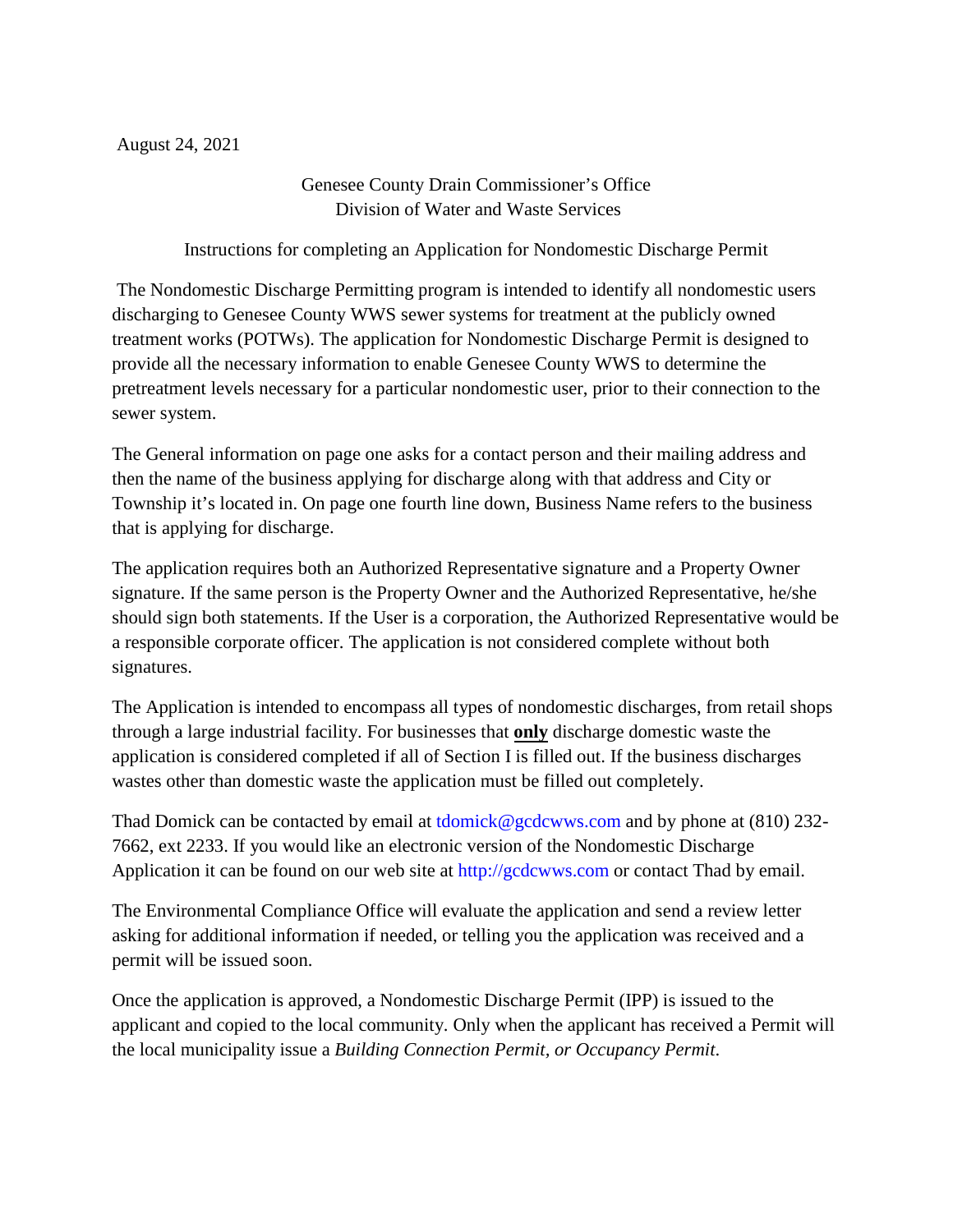August 24, 2021

Genesee County Drain Commissioner's Office
Division of Water and Waste Services

Instructions for completing an Application for Nondomestic Discharge Permit

The Nondomestic Discharge Permitting program is intended to identify all nondomestic users discharging to Genesee County WWS sewer systems for treatment at the publicly owned treatment works (POTWs). The application for Nondomestic Discharge Permit is designed to provide all the necessary information to enable Genesee County WWS to determine the pretreatment levels necessary for a particular nondomestic user, prior to their connection to the sewer system.

The General information on page one asks for a contact person and their mailing address and then the name of the business applying for discharge along with that address and City or Township it's located in. On page one fourth line down, Business Name refers to the business that is applying for discharge.

The application requires both an Authorized Representative signature and a Property Owner signature. If the same person is the Property Owner and the Authorized Representative, he/she should sign both statements. If the User is a corporation, the Authorized Representative would be a responsible corporate officer. The application is not considered complete without both signatures.

The Application is intended to encompass all types of nondomestic discharges, from retail shops through a large industrial facility. For businesses that **only** discharge domestic waste the application is considered completed if all of Section I is filled out. If the business discharges wastes other than domestic waste the application must be filled out completely.

Thad Domick can be contacted by email at tdomick@gcdcwws.com and by phone at (810) 232-7662, ext 2233. If you would like an electronic version of the Nondomestic Discharge Application it can be found on our web site at http://gcdcwws.com or contact Thad by email.

The Environmental Compliance Office will evaluate the application and send a review letter asking for additional information if needed, or telling you the application was received and a permit will be issued soon.

Once the application is approved, a Nondomestic Discharge Permit (IPP) is issued to the applicant and copied to the local community. Only when the applicant has received a Permit will the local municipality issue a *Building Connection Permit, or Occupancy Permit.*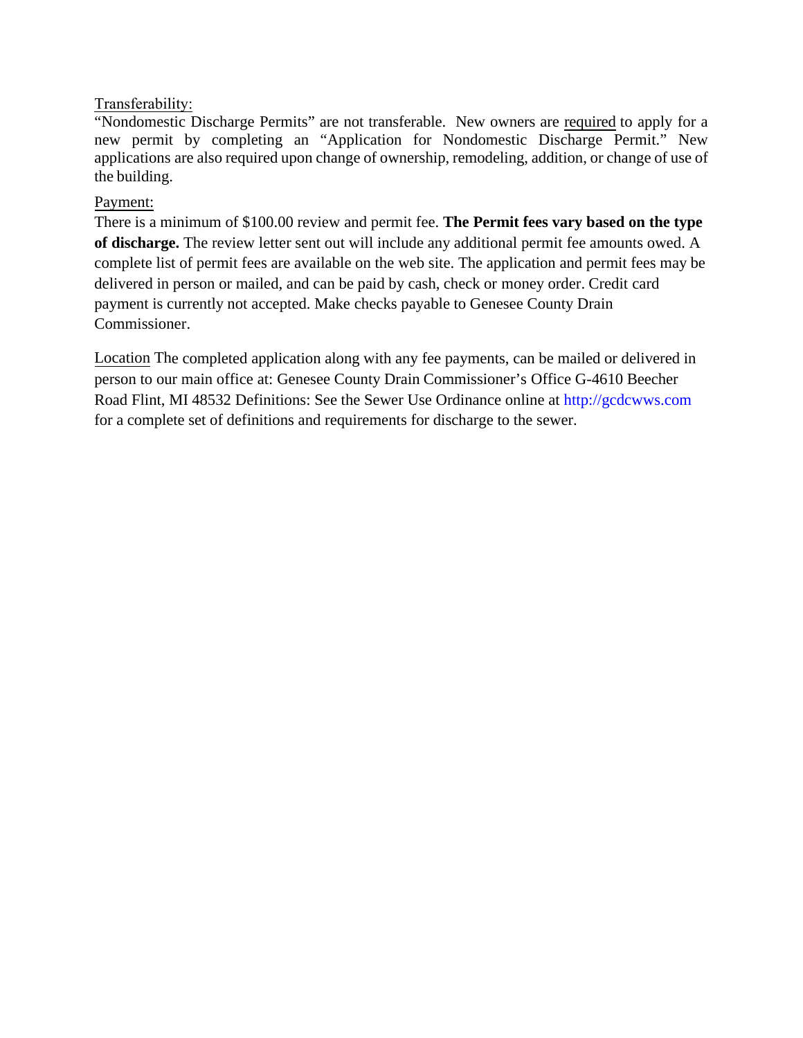<u>Transferability:</u>

"Nondomestic Discharge Permits" are not transferable. New owners are <u>required</u> to apply for a new permit by completing an "Application for Nondomestic Discharge Permit." New applications are also required upon change of ownership, remodeling, addition, or change of use of the building.

<u>Payment:</u>

There is a minimum of $100.00 review and permit fee. **The Permit fees vary based on the type of discharge.** The review letter sent out will include any additional permit fee amounts owed. A complete list of permit fees are available on the web site. The application and permit fees may be delivered in person or mailed, and can be paid by cash, check or money order. Credit card payment is currently not accepted. Make checks payable to Genesee County Drain Commissioner.

<u>Location</u> The completed application along with any fee payments, can be mailed or delivered in person to our main office at: Genesee County Drain Commissioner's Office G-4610 Beecher Road Flint, MI 48532 Definitions: See the Sewer Use Ordinance online at http://gcdcwws.com for a complete set of definitions and requirements for discharge to the sewer.